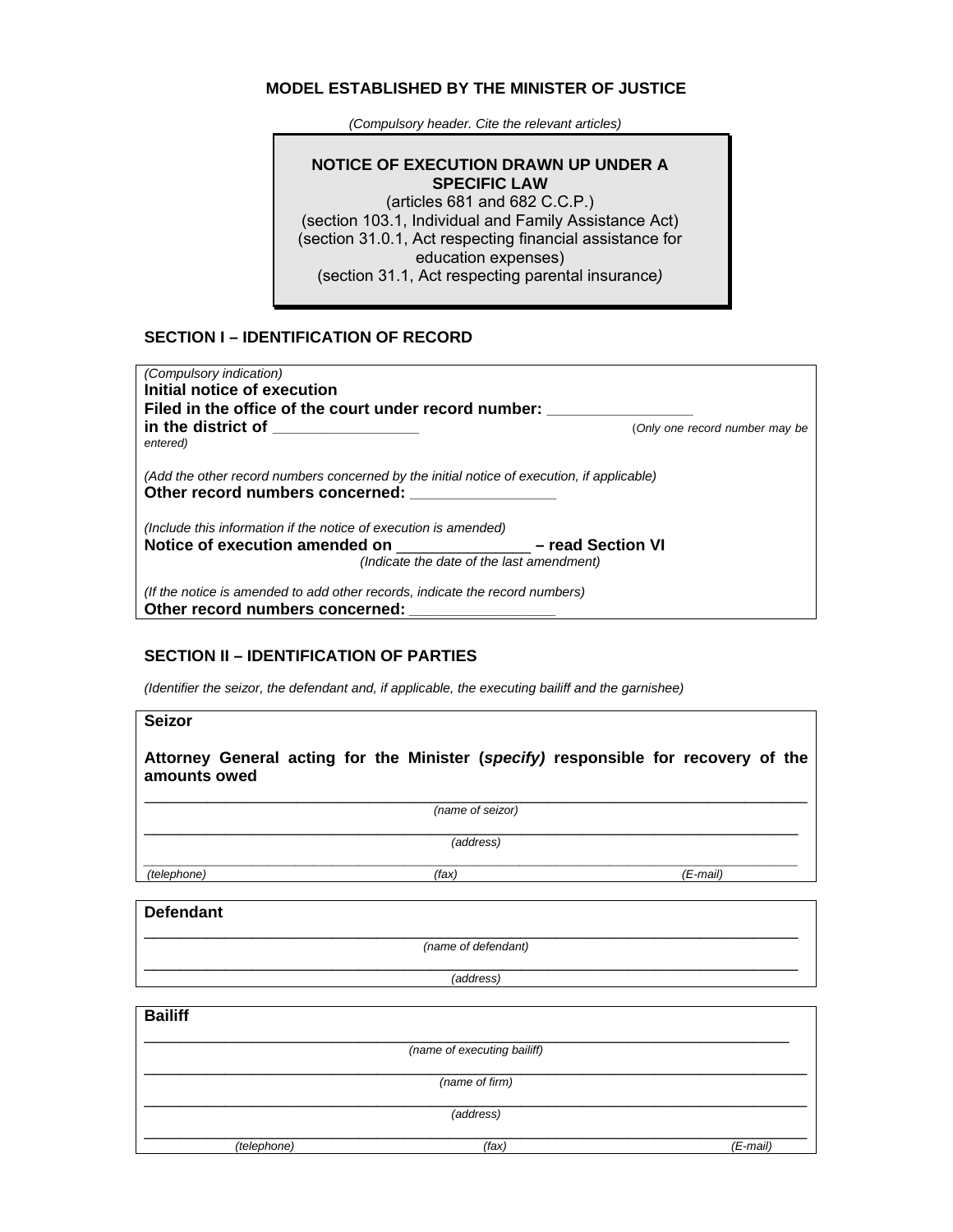**MODEL ESTABLISHED BY THE MINISTER OF JUSTICE**

*(Compulsory header. Cite the relevant articles)*

**NOTICE OF EXECUTION DRAWN UP UNDER A SPECIFIC LAW**

(articles 681 and 682 C.C.P.)
(section 103.1, Individual and Family Assistance Act)
(section 31.0.1, Act respecting financial assistance for education expenses)
(section 31.1, Act respecting parental insurance*)*

## SECTION I – IDENTIFICATION OF RECORD

*(Compulsory indication)*
**Initial notice of execution**
**Filed in the office of the court under record number: _________________**
**in the district of _________________** (*Only one record number may be entered)*

*(Add the other record numbers concerned by the initial notice of execution, if applicable)*
**Other record numbers concerned: _________________**

*(Include this information if the notice of execution is amended)*
**Notice of execution amended on _______________ – read Section VI**
*(Indicate the date of the last amendment)*

*(If the notice is amended to add other records, indicate the record numbers)*
**Other record numbers concerned: _________________**

## SECTION II – IDENTIFICATION OF PARTIES

*(Identifier the seizor, the defendant and, if applicable, the executing bailiff and the garnishee)*

**Seizor**

**Attorney General acting for the Minister (*specify)* responsible for recovery of the amounts owed**

______________________________________________________________
*(name of seizor)*

______________________________________________________________
*(address)*

______________________________________________________________
*(telephone)* *(fax)* *(E-mail)*

**Defendant**

______________________________________________________________
*(name of defendant)*

______________________________________________________________
*(address)*

**Bailiff**

______________________________________________________________
*(name of executing bailiff)*

______________________________________________________________
*(name of firm)*

______________________________________________________________
*(address)*

______________________________________________________________
*(telephone)* *(fax)* *(E-mail)*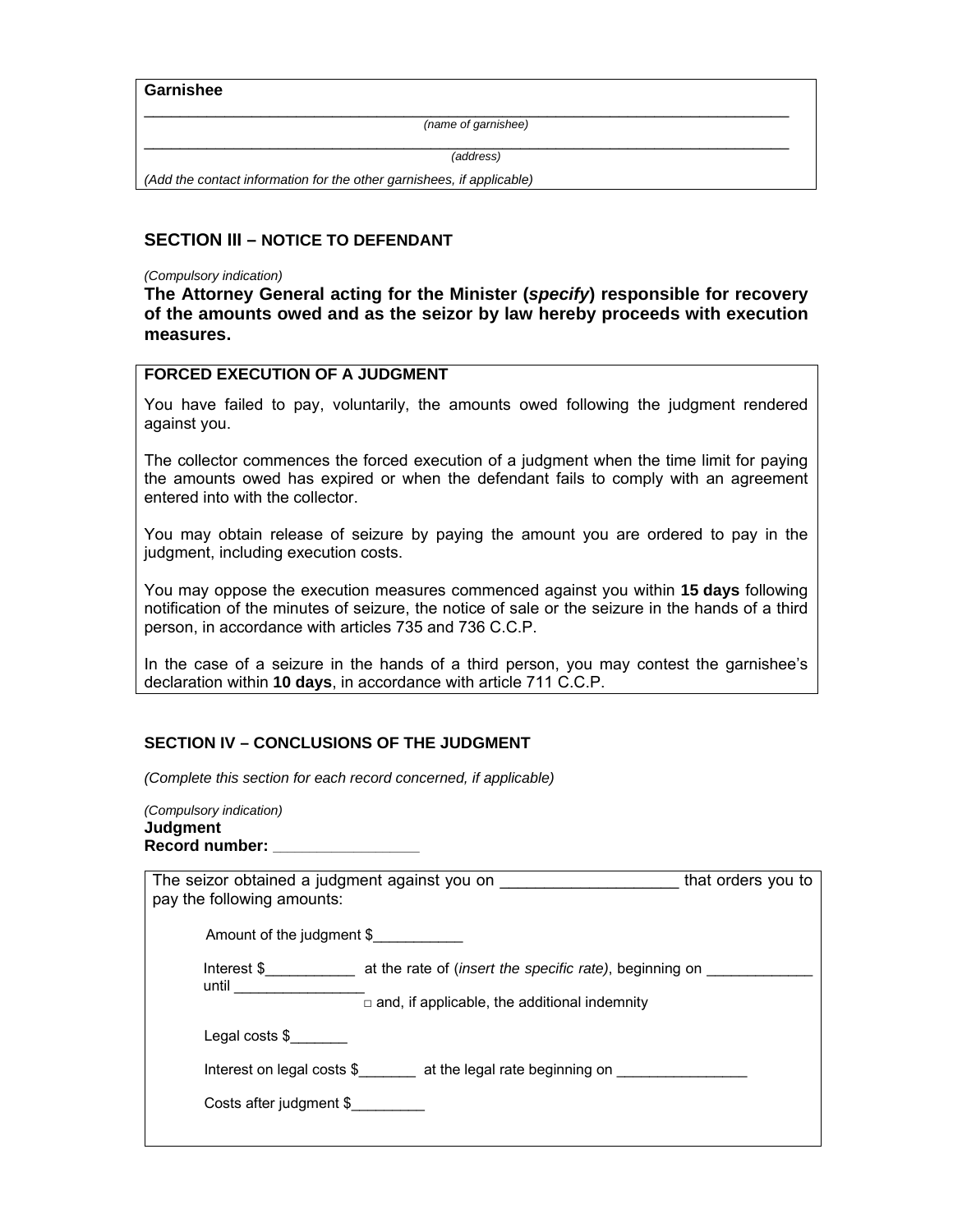**Garnishee**

\_\_\_\_\_\_\_\_\_\_\_\_\_\_\_\_\_\_\_\_\_\_\_\_\_\_\_\_\_\_\_\_\_\_\_\_\_\_\_\_\_\_\_\_\_\_\_\_\_\_\_\_\_\_\_\_\_\_\_\_\_\_\_\_\_\_\_\_

*(name of garnishee)*

\_\_\_\_\_\_\_\_\_\_\_\_\_\_\_\_\_\_\_\_\_\_\_\_\_\_\_\_\_\_\_\_\_\_\_\_\_\_\_\_\_\_\_\_\_\_\_\_\_\_\_\_\_\_\_\_\_\_\_\_\_\_\_\_\_\_\_\_

*(address)*

*(Add the contact information for the other garnishees, if applicable)*

## SECTION III – NOTICE TO DEFENDANT

*(Compulsory indication)*

**The Attorney General acting for the Minister (*specify*) responsible for recovery of the amounts owed and as the seizor by law hereby proceeds with execution measures.**

**FORCED EXECUTION OF A JUDGMENT**

You have failed to pay, voluntarily, the amounts owed following the judgment rendered against you.

The collector commences the forced execution of a judgment when the time limit for paying the amounts owed has expired or when the defendant fails to comply with an agreement entered into with the collector.

You may obtain release of seizure by paying the amount you are ordered to pay in the judgment, including execution costs.

You may oppose the execution measures commenced against you within **15 days** following notification of the minutes of seizure, the notice of sale or the seizure in the hands of a third person, in accordance with articles 735 and 736 C.C.P.

In the case of a seizure in the hands of a third person, you may contest the garnishee's declaration within **10 days**, in accordance with article 711 C.C.P.

## SECTION IV – CONCLUSIONS OF THE JUDGMENT

*(Complete this section for each record concerned, if applicable)*

*(Compulsory indication)*

**Judgment**

**Record number: \_\_\_\_\_\_\_\_\_\_\_\_\_\_\_\_\_**

The seizor obtained a judgment against you on \_\_\_\_\_\_\_\_\_\_\_\_\_\_\_\_\_\_\_\_ that orders you to pay the following amounts:

Amount of the judgment $\_\_\_\_\_\_\_\_\_\_\_

Interest $\_\_\_\_\_\_\_\_\_\_\_ at the rate of (*insert the specific rate*), beginning on \_\_\_\_\_\_\_\_\_\_\_\_\_ until \_\_\_\_\_\_\_\_\_\_\_\_\_\_\_\_

□ and, if applicable, the additional indemnity

Legal costs $\_\_\_\_\_\_\_

Interest on legal costs $\_\_\_\_\_\_\_ at the legal rate beginning on \_\_\_\_\_\_\_\_\_\_\_\_\_\_\_\_

Costs after judgment $\_\_\_\_\_\_\_\_\_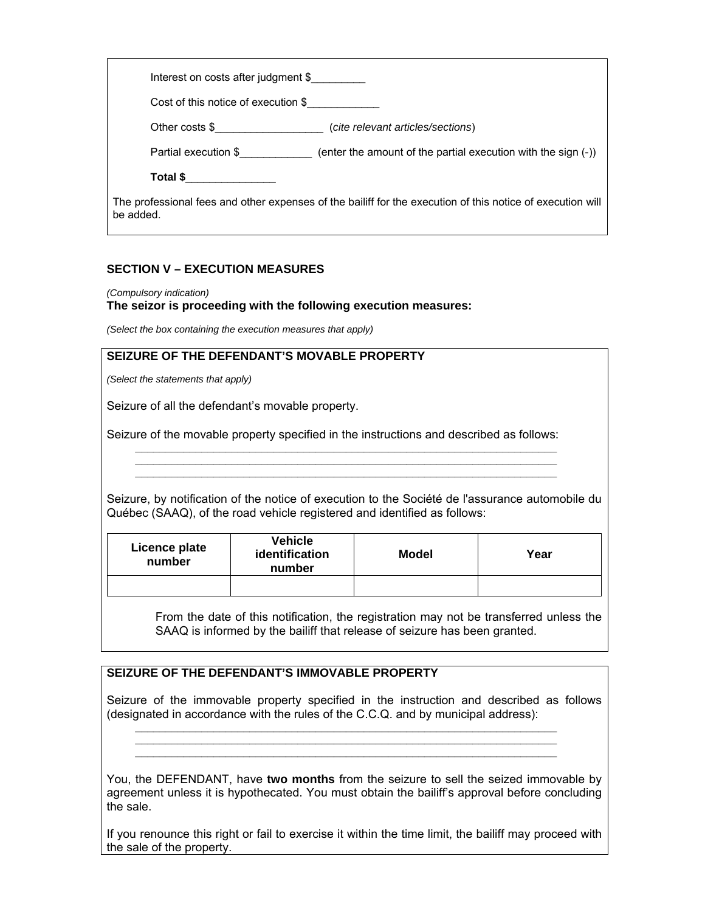Interest on costs after judgment $_________

Cost of this notice of execution $____________

Other costs $__________________ (*cite relevant articles/sections*)

Partial execution $____________ (enter the amount of the partial execution with the sign (-))

**Total $**_______________

The professional fees and other expenses of the bailiff for the execution of this notice of execution will be added.

## SECTION V – EXECUTION MEASURES

*(Compulsory indication)*

**The seizor is proceeding with the following execution measures:**

*(Select the box containing the execution measures that apply)*

### SEIZURE OF THE DEFENDANT'S MOVABLE PROPERTY

*(Select the statements that apply)*

Seizure of all the defendant's movable property.

Seizure of the movable property specified in the instructions and described as follows:

_____________________________________________________________________

_____________________________________________________________________

_____________________________________________________________________

Seizure, by notification of the notice of execution to the Société de l'assurance automobile du Québec (SAAQ), of the road vehicle registered and identified as follows:

| Licence plate number | Vehicle identification number | Model | Year |
|---|---|---|---|
| | | | |

From the date of this notification, the registration may not be transferred unless the SAAQ is informed by the bailiff that release of seizure has been granted.

### SEIZURE OF THE DEFENDANT'S IMMOVABLE PROPERTY

Seizure of the immovable property specified in the instruction and described as follows (designated in accordance with the rules of the C.C.Q. and by municipal address):

_____________________________________________________________________

_____________________________________________________________________

_____________________________________________________________________

You, the DEFENDANT, have **two months** from the seizure to sell the seized immovable by agreement unless it is hypothecated. You must obtain the bailiff's approval before concluding the sale.

If you renounce this right or fail to exercise it within the time limit, the bailiff may proceed with the sale of the property.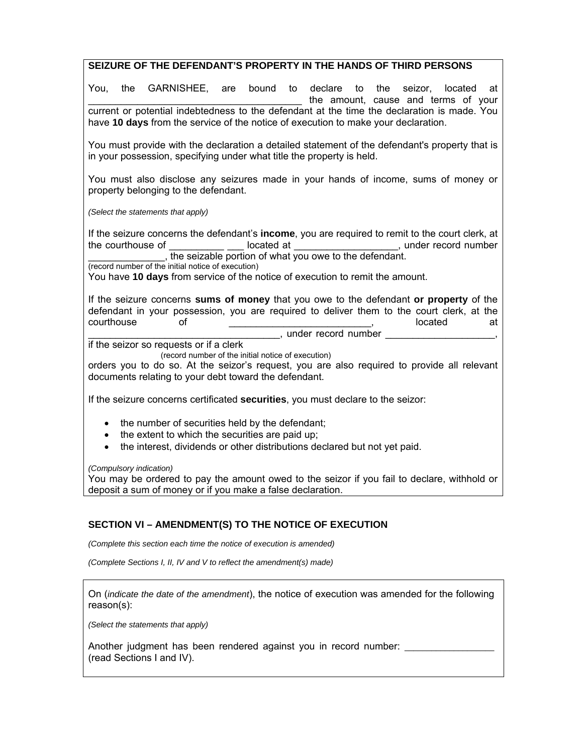**SEIZURE OF THE DEFENDANT'S PROPERTY IN THE HANDS OF THIRD PERSONS**

You, the GARNISHEE, are bound to declare to the seizor, located at ______________________________________ the amount, cause and terms of your current or potential indebtedness to the defendant at the time the declaration is made. You have **10 days** from the service of the notice of execution to make your declaration.

You must provide with the declaration a detailed statement of the defendant's property that is in your possession, specifying under what title the property is held.

You must also disclose any seizures made in your hands of income, sums of money or property belonging to the defendant.

*(Select the statements that apply)*

If the seizure concerns the defendant's **income**, you are required to remit to the court clerk, at the courthouse of __________ ___ located at __________________, under record number ______________, the seizable portion of what you owe to the defendant.
(record number of the initial notice of execution)
You have **10 days** from service of the notice of execution to remit the amount.

If the seizure concerns **sums of money** that you owe to the defendant **or property** of the defendant in your possession, you are required to deliver them to the court clerk, at the courthouse of _________________________, located at ___________________________________, under record number ____________________,
(record number of the initial notice of execution)
if the seizor so requests or if a clerk orders you to do so. At the seizor's request, you are also required to provide all relevant documents relating to your debt toward the defendant.

If the seizure concerns certificated **securities**, you must declare to the seizor:

- the number of securities held by the defendant;
- the extent to which the securities are paid up;
- the interest, dividends or other distributions declared but not yet paid.

*(Compulsory indication)*
You may be ordered to pay the amount owed to the seizor if you fail to declare, withhold or deposit a sum of money or if you make a false declaration.

## SECTION VI – AMENDMENT(S) TO THE NOTICE OF EXECUTION

*(Complete this section each time the notice of execution is amended)*

*(Complete Sections I, II, IV and V to reflect the amendment(s) made)*

On (*indicate the date of the amendment*), the notice of execution was amended for the following reason(s):

*(Select the statements that apply)*

Another judgment has been rendered against you in record number: ________________ (read Sections I and IV).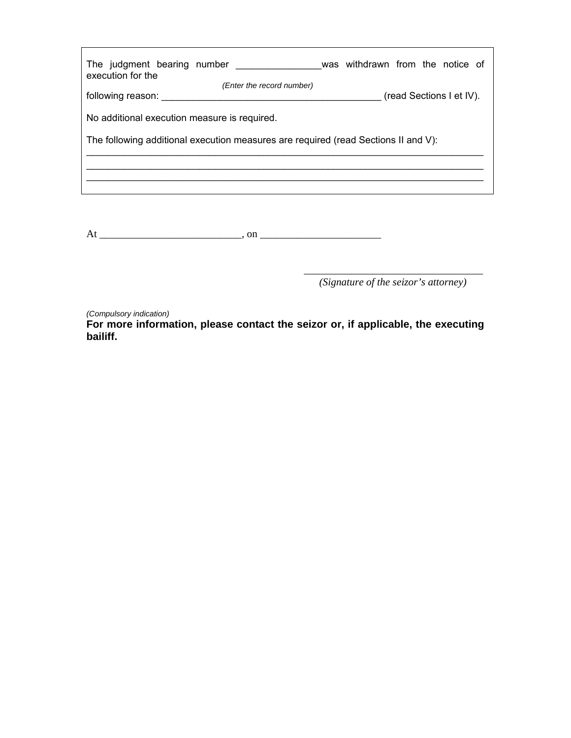The judgment bearing number ________________was withdrawn from the notice of execution for the

*(Enter the record number)*

following reason: __________________________________________ (read Sections I et IV).

No additional execution measure is required.

The following additional execution measures are required (read Sections II and V):
______________________________________________________________________________
______________________________________________________________________________
______________________________________________________________________________

At ___________________________, on _______________________

__________________________________
*(Signature of the seizor's attorney)*

*(Compulsory indication)*
**For more information, please contact the seizor or, if applicable, the executing bailiff.**